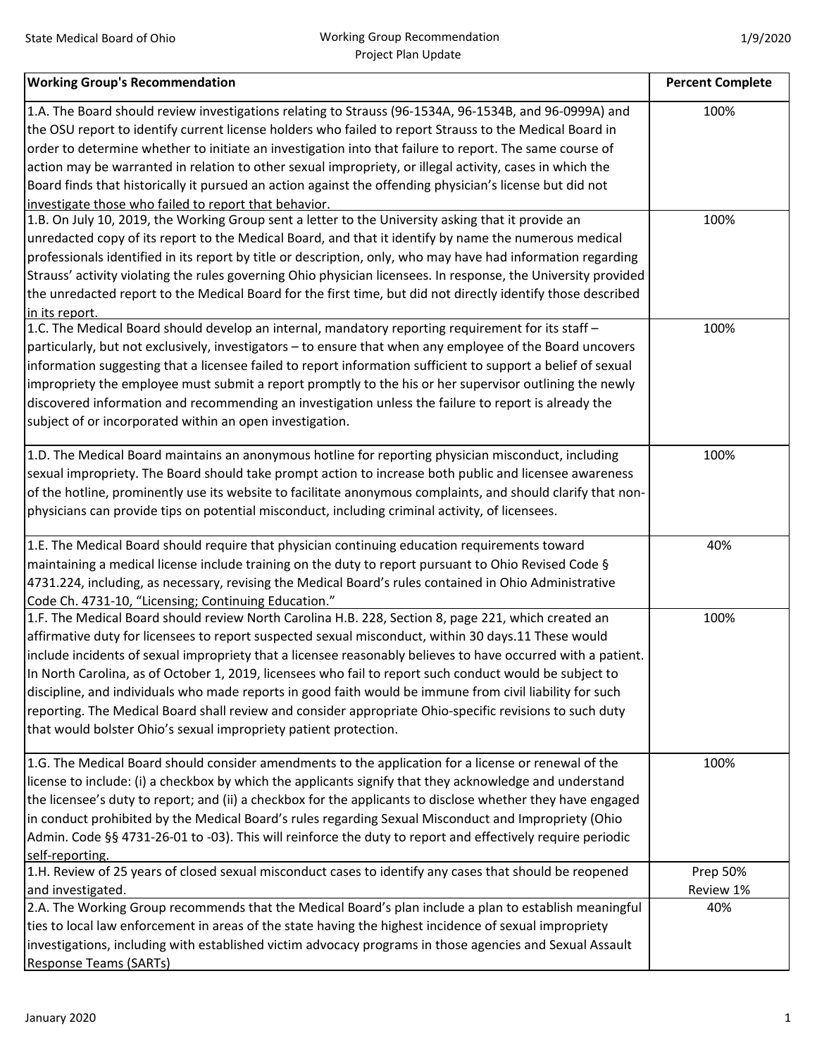State Medical Board of Ohio

Working Group Recommendation
Project Plan Update

1/9/2020

| Working Group's Recommendation | Percent Complete |
|---|---|
| 1.A. The Board should review investigations relating to Strauss (96-1534A, 96-1534B, and 96-0999A) and the OSU report to identify current license holders who failed to report Strauss to the Medical Board in order to determine whether to initiate an investigation into that failure to report. The same course of action may be warranted in relation to other sexual impropriety, or illegal activity, cases in which the Board finds that historically it pursued an action against the offending physician's license but did not investigate those who failed to report that behavior. | 100% |
| 1.B. On July 10, 2019, the Working Group sent a letter to the University asking that it provide an unredacted copy of its report to the Medical Board, and that it identify by name the numerous medical professionals identified in its report by title or description, only, who may have had information regarding Strauss' activity violating the rules governing Ohio physician licensees. In response, the University provided the unredacted report to the Medical Board for the first time, but did not directly identify those described in its report. | 100% |
| 1.C. The Medical Board should develop an internal, mandatory reporting requirement for its staff – particularly, but not exclusively, investigators – to ensure that when any employee of the Board uncovers information suggesting that a licensee failed to report information sufficient to support a belief of sexual impropriety the employee must submit a report promptly to the his or her supervisor outlining the newly discovered information and recommending an investigation unless the failure to report is already the subject of or incorporated within an open investigation. | 100% |
| 1.D. The Medical Board maintains an anonymous hotline for reporting physician misconduct, including sexual impropriety. The Board should take prompt action to increase both public and licensee awareness of the hotline, prominently use its website to facilitate anonymous complaints, and should clarify that non-physicians can provide tips on potential misconduct, including criminal activity, of licensees. | 100% |
| 1.E. The Medical Board should require that physician continuing education requirements toward maintaining a medical license include training on the duty to report pursuant to Ohio Revised Code § 4731.224, including, as necessary, revising the Medical Board's rules contained in Ohio Administrative Code Ch. 4731-10, "Licensing; Continuing Education." | 40% |
| 1.F. The Medical Board should review North Carolina H.B. 228, Section 8, page 221, which created an affirmative duty for licensees to report suspected sexual misconduct, within 30 days.11 These would include incidents of sexual impropriety that a licensee reasonably believes to have occurred with a patient. In North Carolina, as of October 1, 2019, licensees who fail to report such conduct would be subject to discipline, and individuals who made reports in good faith would be immune from civil liability for such reporting. The Medical Board shall review and consider appropriate Ohio-specific revisions to such duty that would bolster Ohio's sexual impropriety patient protection. | 100% |
| 1.G. The Medical Board should consider amendments to the application for a license or renewal of the license to include: (i) a checkbox by which the applicants signify that they acknowledge and understand the licensee's duty to report; and (ii) a checkbox for the applicants to disclose whether they have engaged in conduct prohibited by the Medical Board's rules regarding Sexual Misconduct and Impropriety (Ohio Admin. Code §§ 4731-26-01 to -03). This will reinforce the duty to report and effectively require periodic self-reporting. | 100% |
| 1.H. Review of 25 years of closed sexual misconduct cases to identify any cases that should be reopened and investigated. | Prep 50%<br>Review 1% |
| 2.A. The Working Group recommends that the Medical Board's plan include a plan to establish meaningful ties to local law enforcement in areas of the state having the highest incidence of sexual impropriety investigations, including with established victim advocacy programs in those agencies and Sexual Assault Response Teams (SARTs) | 40% |

January 2020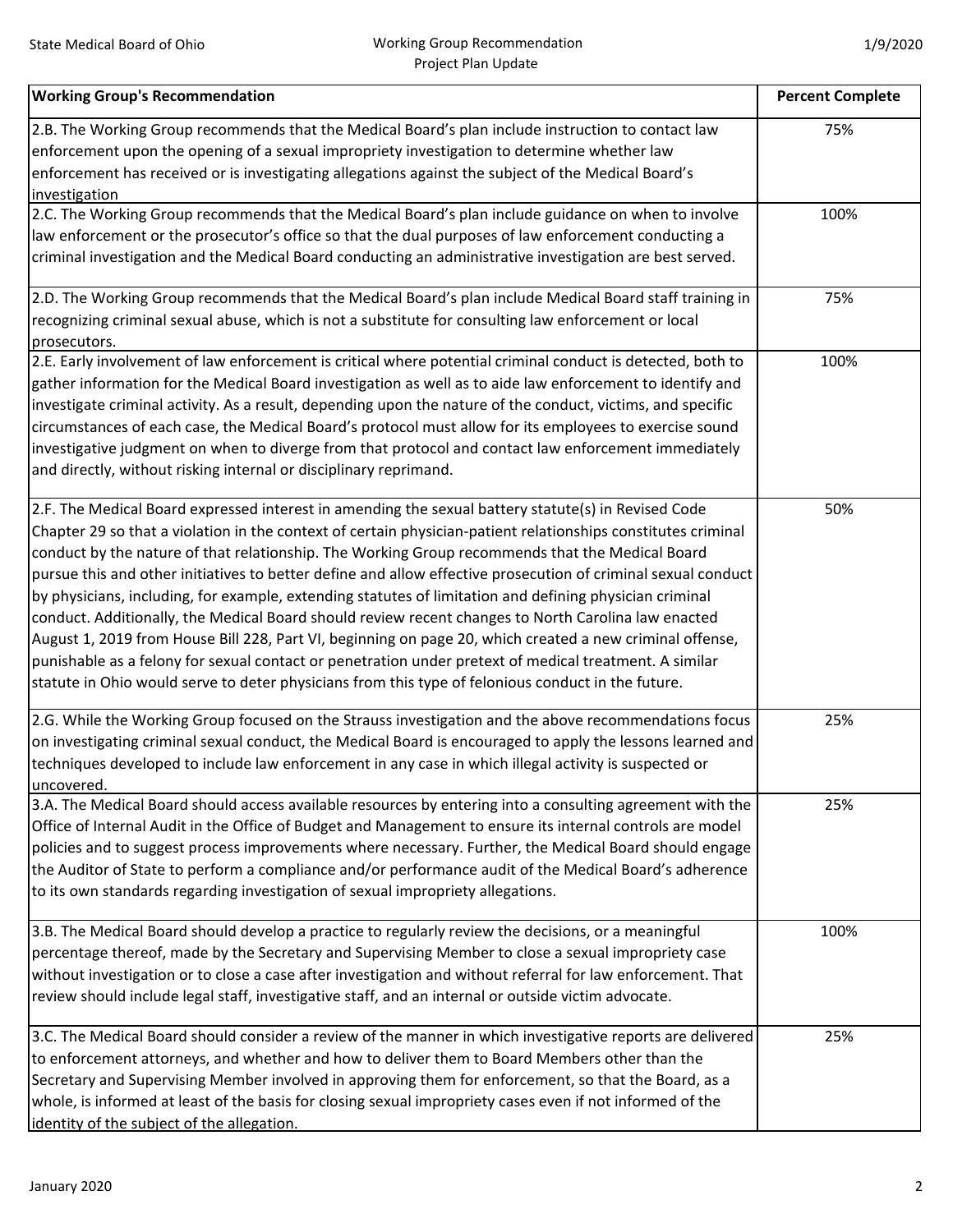| Working Group's Recommendation | Percent Complete |
|---|---|
| 2.B. The Working Group recommends that the Medical Board's plan include instruction to contact law enforcement upon the opening of a sexual impropriety investigation to determine whether law enforcement has received or is investigating allegations against the subject of the Medical Board's investigation | 75% |
| 2.C. The Working Group recommends that the Medical Board's plan include guidance on when to involve law enforcement or the prosecutor's office so that the dual purposes of law enforcement conducting a criminal investigation and the Medical Board conducting an administrative investigation are best served. | 100% |
| 2.D. The Working Group recommends that the Medical Board's plan include Medical Board staff training in recognizing criminal sexual abuse, which is not a substitute for consulting law enforcement or local prosecutors. | 75% |
| 2.E. Early involvement of law enforcement is critical where potential criminal conduct is detected, both to gather information for the Medical Board investigation as well as to aide law enforcement to identify and investigate criminal activity. As a result, depending upon the nature of the conduct, victims, and specific circumstances of each case, the Medical Board's protocol must allow for its employees to exercise sound investigative judgment on when to diverge from that protocol and contact law enforcement immediately and directly, without risking internal or disciplinary reprimand. | 100% |
| 2.F. The Medical Board expressed interest in amending the sexual battery statute(s) in Revised Code Chapter 29 so that a violation in the context of certain physician-patient relationships constitutes criminal conduct by the nature of that relationship. The Working Group recommends that the Medical Board pursue this and other initiatives to better define and allow effective prosecution of criminal sexual conduct by physicians, including, for example, extending statutes of limitation and defining physician criminal conduct. Additionally, the Medical Board should review recent changes to North Carolina law enacted August 1, 2019 from House Bill 228, Part VI, beginning on page 20, which created a new criminal offense, punishable as a felony for sexual contact or penetration under pretext of medical treatment. A similar statute in Ohio would serve to deter physicians from this type of felonious conduct in the future. | 50% |
| 2.G. While the Working Group focused on the Strauss investigation and the above recommendations focus on investigating criminal sexual conduct, the Medical Board is encouraged to apply the lessons learned and techniques developed to include law enforcement in any case in which illegal activity is suspected or uncovered. | 25% |
| 3.A. The Medical Board should access available resources by entering into a consulting agreement with the Office of Internal Audit in the Office of Budget and Management to ensure its internal controls are model policies and to suggest process improvements where necessary. Further, the Medical Board should engage the Auditor of State to perform a compliance and/or performance audit of the Medical Board's adherence to its own standards regarding investigation of sexual impropriety allegations. | 25% |
| 3.B. The Medical Board should develop a practice to regularly review the decisions, or a meaningful percentage thereof, made by the Secretary and Supervising Member to close a sexual impropriety case without investigation or to close a case after investigation and without referral for law enforcement. That review should include legal staff, investigative staff, and an internal or outside victim advocate. | 100% |
| 3.C. The Medical Board should consider a review of the manner in which investigative reports are delivered to enforcement attorneys, and whether and how to deliver them to Board Members other than the Secretary and Supervising Member involved in approving them for enforcement, so that the Board, as a whole, is informed at least of the basis for closing sexual impropriety cases even if not informed of the identity of the subject of the allegation. | 25% |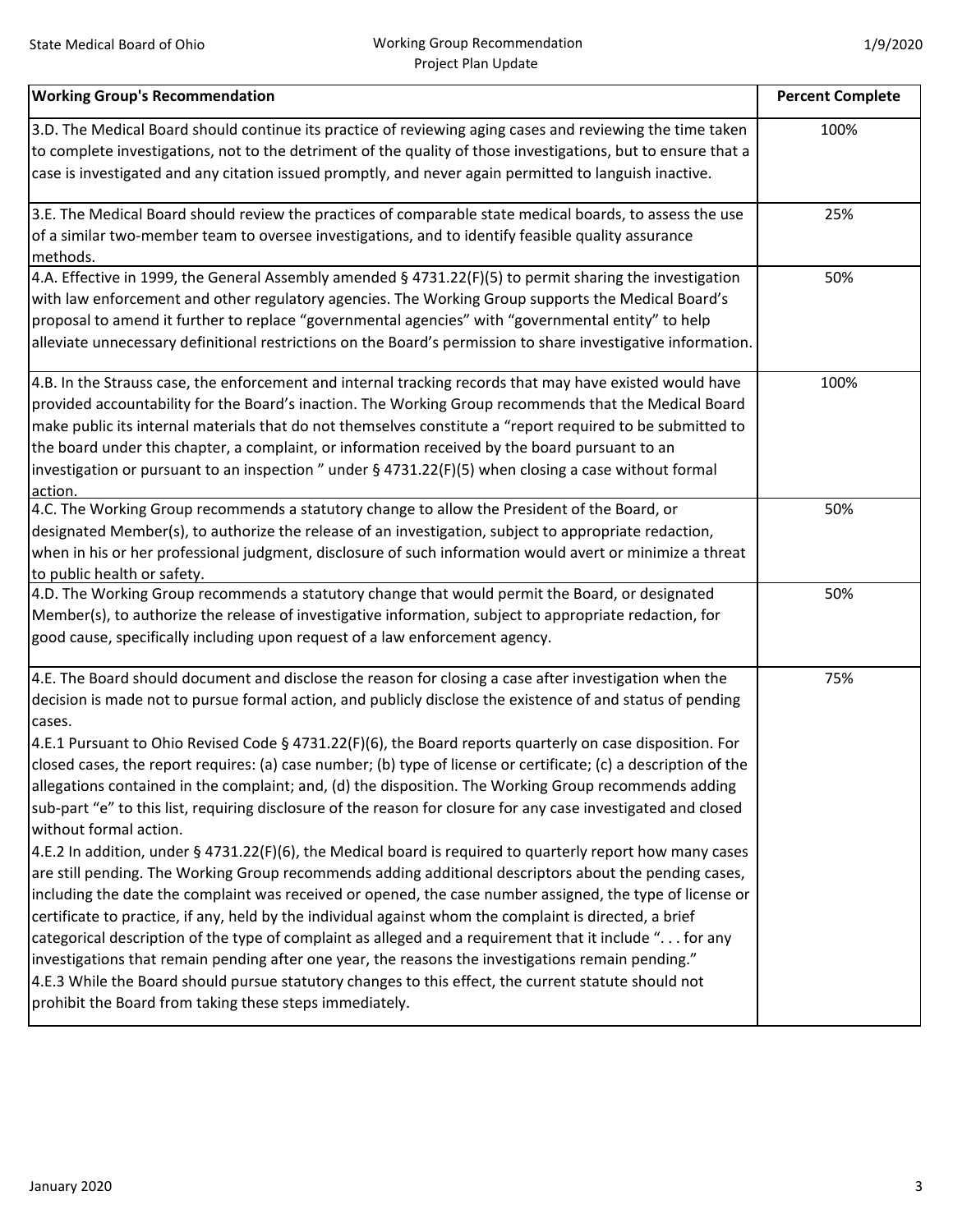| Working Group's Recommendation | Percent Complete |
|---|---|
| 3.D. The Medical Board should continue its practice of reviewing aging cases and reviewing the time taken to complete investigations, not to the detriment of the quality of those investigations, but to ensure that a case is investigated and any citation issued promptly, and never again permitted to languish inactive. | 100% |
| 3.E. The Medical Board should review the practices of comparable state medical boards, to assess the use of a similar two-member team to oversee investigations, and to identify feasible quality assurance methods. | 25% |
| 4.A. Effective in 1999, the General Assembly amended § 4731.22(F)(5) to permit sharing the investigation with law enforcement and other regulatory agencies. The Working Group supports the Medical Board's proposal to amend it further to replace "governmental agencies" with "governmental entity" to help alleviate unnecessary definitional restrictions on the Board's permission to share investigative information. | 50% |
| 4.B. In the Strauss case, the enforcement and internal tracking records that may have existed would have provided accountability for the Board's inaction. The Working Group recommends that the Medical Board make public its internal materials that do not themselves constitute a "report required to be submitted to the board under this chapter, a complaint, or information received by the board pursuant to an investigation or pursuant to an inspection " under § 4731.22(F)(5) when closing a case without formal action. | 100% |
| 4.C. The Working Group recommends a statutory change to allow the President of the Board, or designated Member(s), to authorize the release of an investigation, subject to appropriate redaction, when in his or her professional judgment, disclosure of such information would avert or minimize a threat to public health or safety. | 50% |
| 4.D. The Working Group recommends a statutory change that would permit the Board, or designated Member(s), to authorize the release of investigative information, subject to appropriate redaction, for good cause, specifically including upon request of a law enforcement agency. | 50% |
| 4.E. The Board should document and disclose the reason for closing a case after investigation when the decision is made not to pursue formal action, and publicly disclose the existence of and status of pending cases.<br>4.E.1 Pursuant to Ohio Revised Code § 4731.22(F)(6), the Board reports quarterly on case disposition. For closed cases, the report requires: (a) case number; (b) type of license or certificate; (c) a description of the allegations contained in the complaint; and, (d) the disposition. The Working Group recommends adding sub-part "e" to this list, requiring disclosure of the reason for closure for any case investigated and closed without formal action.<br>4.E.2 In addition, under § 4731.22(F)(6), the Medical board is required to quarterly report how many cases are still pending. The Working Group recommends adding additional descriptors about the pending cases, including the date the complaint was received or opened, the case number assigned, the type of license or certificate to practice, if any, held by the individual against whom the complaint is directed, a brief categorical description of the type of complaint as alleged and a requirement that it include ". . . for any investigations that remain pending after one year, the reasons the investigations remain pending."<br>4.E.3 While the Board should pursue statutory changes to this effect, the current statute should not prohibit the Board from taking these steps immediately. | 75% |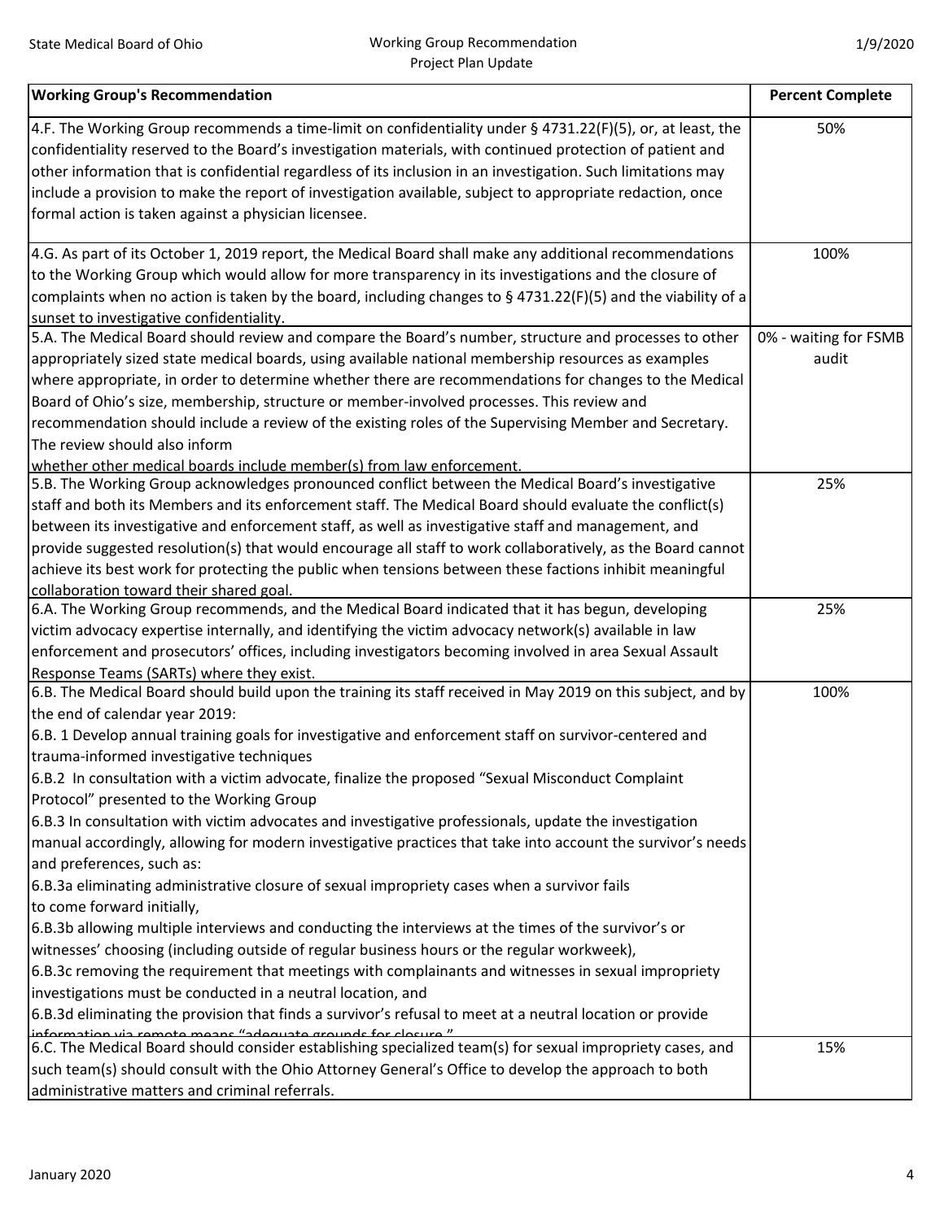| Working Group's Recommendation | Percent Complete |
|---|---|
| 4.F. The Working Group recommends a time-limit on confidentiality under § 4731.22(F)(5), or, at least, the confidentiality reserved to the Board's investigation materials, with continued protection of patient and other information that is confidential regardless of its inclusion in an investigation. Such limitations may include a provision to make the report of investigation available, subject to appropriate redaction, once formal action is taken against a physician licensee. | 50% |
| 4.G. As part of its October 1, 2019 report, the Medical Board shall make any additional recommendations to the Working Group which would allow for more transparency in its investigations and the closure of complaints when no action is taken by the board, including changes to § 4731.22(F)(5) and the viability of a sunset to investigative confidentiality. | 100% |
| 5.A. The Medical Board should review and compare the Board's number, structure and processes to other appropriately sized state medical boards, using available national membership resources as examples where appropriate, in order to determine whether there are recommendations for changes to the Medical Board of Ohio's size, membership, structure or member-involved processes. This review and recommendation should include a review of the existing roles of the Supervising Member and Secretary. The review should also inform whether other medical boards include member(s) from law enforcement. | 0% - waiting for FSMB audit |
| 5.B. The Working Group acknowledges pronounced conflict between the Medical Board's investigative staff and both its Members and its enforcement staff. The Medical Board should evaluate the conflict(s) between its investigative and enforcement staff, as well as investigative staff and management, and provide suggested resolution(s) that would encourage all staff to work collaboratively, as the Board cannot achieve its best work for protecting the public when tensions between these factions inhibit meaningful collaboration toward their shared goal. | 25% |
| 6.A. The Working Group recommends, and the Medical Board indicated that it has begun, developing victim advocacy expertise internally, and identifying the victim advocacy network(s) available in law enforcement and prosecutors' offices, including investigators becoming involved in area Sexual Assault Response Teams (SARTs) where they exist. | 25% |
| 6.B. The Medical Board should build upon the training its staff received in May 2019 on this subject, and by the end of calendar year 2019:<br>6.B. 1 Develop annual training goals for investigative and enforcement staff on survivor-centered and trauma-informed investigative techniques<br>6.B.2 In consultation with a victim advocate, finalize the proposed "Sexual Misconduct Complaint Protocol" presented to the Working Group<br>6.B.3 In consultation with victim advocates and investigative professionals, update the investigation manual accordingly, allowing for modern investigative practices that take into account the survivor's needs and preferences, such as:<br>6.B.3a eliminating administrative closure of sexual impropriety cases when a survivor fails to come forward initially,<br>6.B.3b allowing multiple interviews and conducting the interviews at the times of the survivor's or witnesses' choosing (including outside of regular business hours or the regular workweek),<br>6.B.3c removing the requirement that meetings with complainants and witnesses in sexual impropriety investigations must be conducted in a neutral location, and<br>6.B.3d eliminating the provision that finds a survivor's refusal to meet at a neutral location or provide information via remote means "adequate grounds for closure." | 100% |
| 6.C. The Medical Board should consider establishing specialized team(s) for sexual impropriety cases, and such team(s) should consult with the Ohio Attorney General's Office to develop the approach to both administrative matters and criminal referrals. | 15% |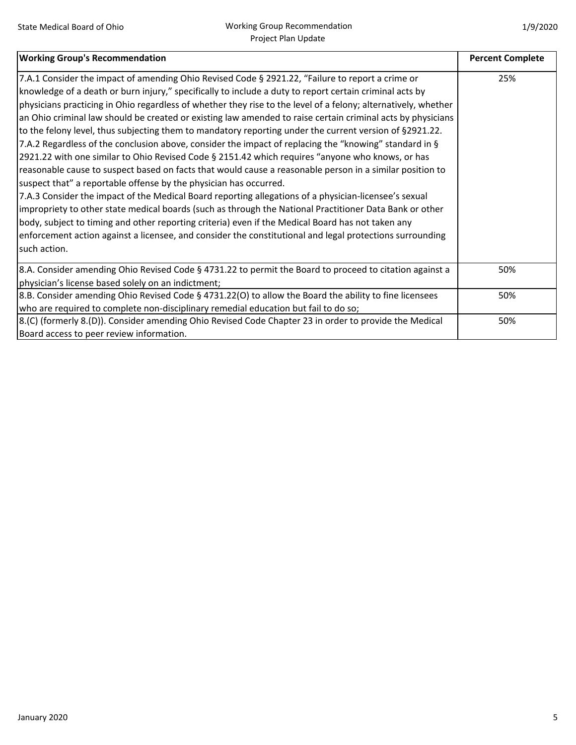| Working Group's Recommendation | Percent Complete |
|---|---|
| 7.A.1 Consider the impact of amending Ohio Revised Code § 2921.22, "Failure to report a crime or knowledge of a death or burn injury," specifically to include a duty to report certain criminal acts by physicians practicing in Ohio regardless of whether they rise to the level of a felony; alternatively, whether an Ohio criminal law should be created or existing law amended to raise certain criminal acts by physicians to the felony level, thus subjecting them to mandatory reporting under the current version of §2921.22.<br>7.A.2 Regardless of the conclusion above, consider the impact of replacing the "knowing" standard in § 2921.22 with one similar to Ohio Revised Code § 2151.42 which requires "anyone who knows, or has reasonable cause to suspect based on facts that would cause a reasonable person in a similar position to suspect that" a reportable offense by the physician has occurred.<br>7.A.3 Consider the impact of the Medical Board reporting allegations of a physician-licensee's sexual impropriety to other state medical boards (such as through the National Practitioner Data Bank or other body, subject to timing and other reporting criteria) even if the Medical Board has not taken any enforcement action against a licensee, and consider the constitutional and legal protections surrounding such action. | 25% |
| 8.A. Consider amending Ohio Revised Code § 4731.22 to permit the Board to proceed to citation against a physician's license based solely on an indictment; | 50% |
| 8.B. Consider amending Ohio Revised Code § 4731.22(O) to allow the Board the ability to fine licensees who are required to complete non-disciplinary remedial education but fail to do so; | 50% |
| 8.(C) (formerly 8.(D)). Consider amending Ohio Revised Code Chapter 23 in order to provide the Medical Board access to peer review information. | 50% |